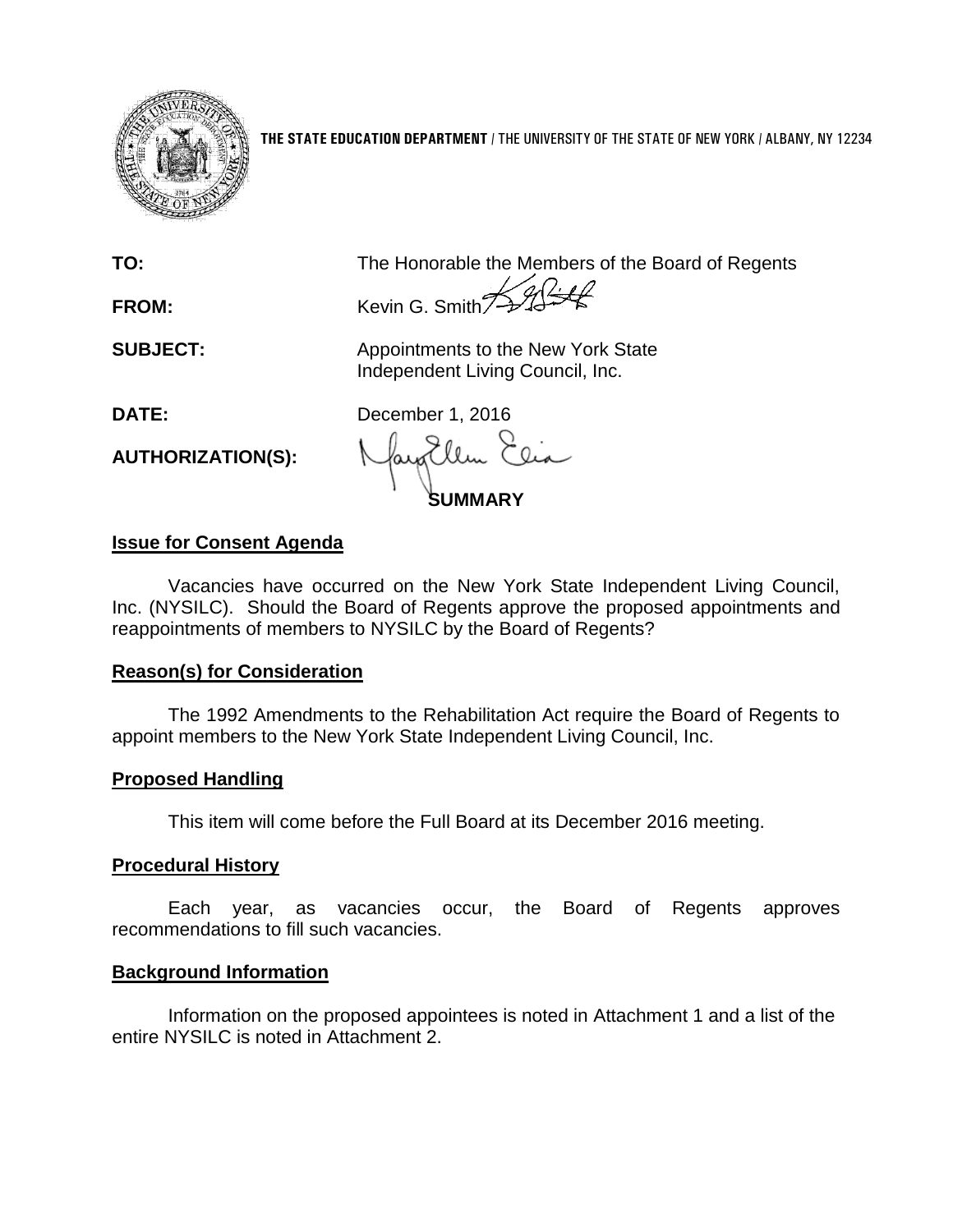**THE STATE EDUCATION DEPARTMENT** / THE UNIVERSITY OF THE STATE OF NEW YORK / ALBANY, NY 12234

**TO:** The Honorable the Members of the Board of Regents

**FROM:** Kevin G. Smith

**SUBJECT:** Appointments to the New York State Independent Living Council, Inc.

**DATE:** December 1, 2016

**AUTHORIZATION(S):**

## SUMMARY

### Issue for Consent Agenda

Vacancies have occurred on the New York State Independent Living Council, Inc. (NYSILC). Should the Board of Regents approve the proposed appointments and reappointments of members to NYSILC by the Board of Regents?

### Reason(s) for Consideration

The 1992 Amendments to the Rehabilitation Act require the Board of Regents to appoint members to the New York State Independent Living Council, Inc.

### Proposed Handling

This item will come before the Full Board at its December 2016 meeting.

### Procedural History

Each year, as vacancies occur, the Board of Regents approves recommendations to fill such vacancies.

### Background Information

Information on the proposed appointees is noted in Attachment 1 and a list of the entire NYSILC is noted in Attachment 2.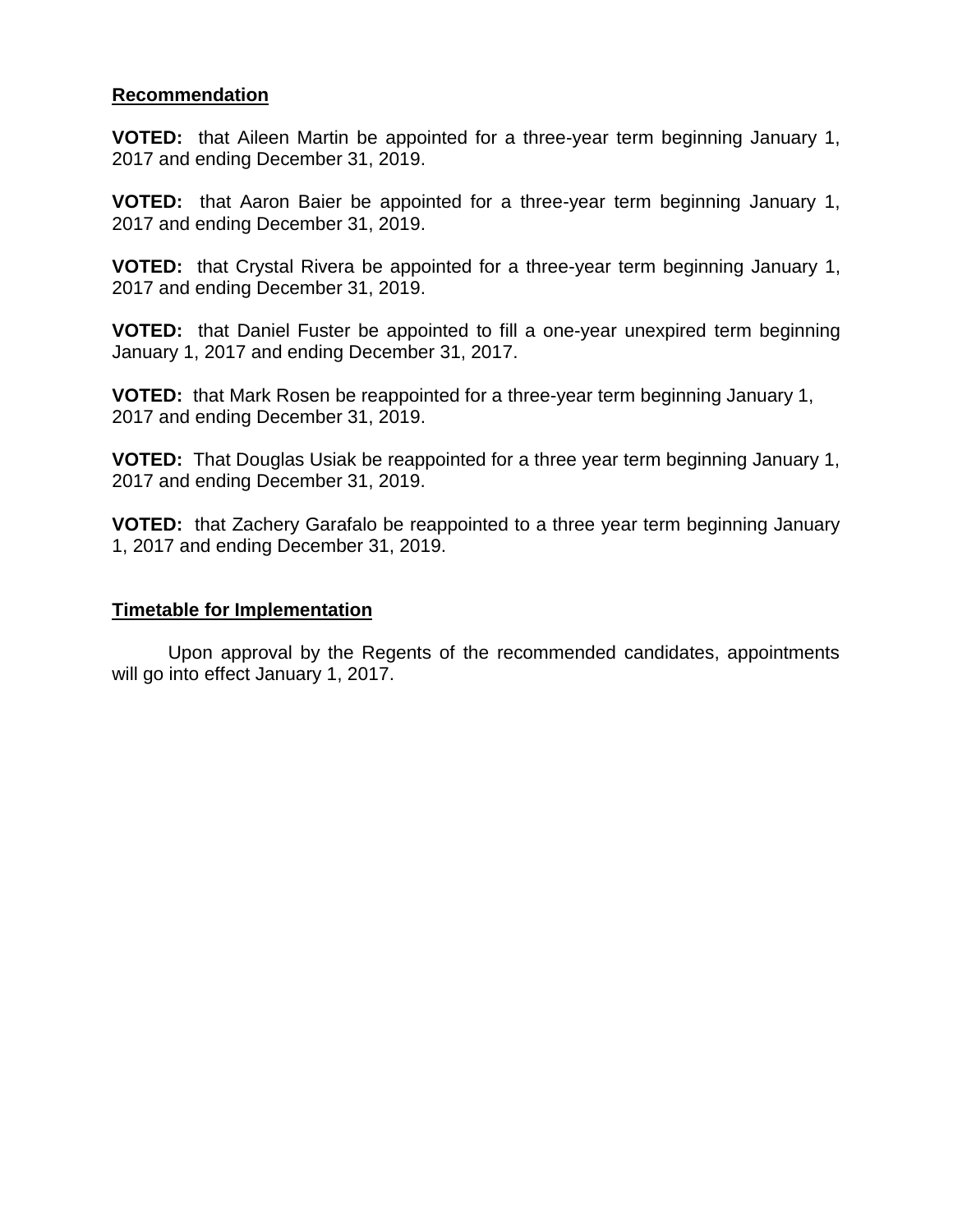**Recommendation**

**VOTED:** that Aileen Martin be appointed for a three-year term beginning January 1, 2017 and ending December 31, 2019.

**VOTED:** that Aaron Baier be appointed for a three-year term beginning January 1, 2017 and ending December 31, 2019.

**VOTED:** that Crystal Rivera be appointed for a three-year term beginning January 1, 2017 and ending December 31, 2019.

**VOTED:** that Daniel Fuster be appointed to fill a one-year unexpired term beginning January 1, 2017 and ending December 31, 2017.

**VOTED:** that Mark Rosen be reappointed for a three-year term beginning January 1, 2017 and ending December 31, 2019.

**VOTED:** That Douglas Usiak be reappointed for a three year term beginning January 1, 2017 and ending December 31, 2019.

**VOTED:** that Zachery Garafalo be reappointed to a three year term beginning January 1, 2017 and ending December 31, 2019.

**Timetable for Implementation**

Upon approval by the Regents of the recommended candidates, appointments will go into effect January 1, 2017.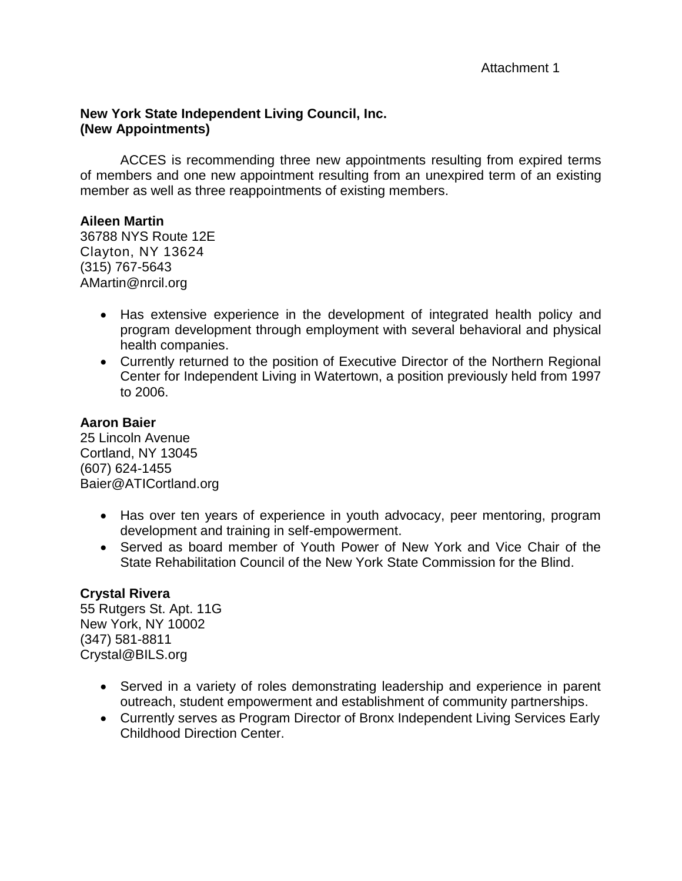Attachment 1

**New York State Independent Living Council, Inc.**
**(New Appointments)**

ACCES is recommending three new appointments resulting from expired terms of members and one new appointment resulting from an unexpired term of an existing member as well as three reappointments of existing members.

**Aileen Martin**
36788 NYS Route 12E
Clayton, NY 13624
(315) 767-5643
AMartin@nrcil.org

- Has extensive experience in the development of integrated health policy and program development through employment with several behavioral and physical health companies.
- Currently returned to the position of Executive Director of the Northern Regional Center for Independent Living in Watertown, a position previously held from 1997 to 2006.

**Aaron Baier**
25 Lincoln Avenue
Cortland, NY 13045
(607) 624-1455
Baier@ATICortland.org

- Has over ten years of experience in youth advocacy, peer mentoring, program development and training in self-empowerment.
- Served as board member of Youth Power of New York and Vice Chair of the State Rehabilitation Council of the New York State Commission for the Blind.

**Crystal Rivera**
55 Rutgers St. Apt. 11G
New York, NY 10002
(347) 581-8811
Crystal@BILS.org

- Served in a variety of roles demonstrating leadership and experience in parent outreach, student empowerment and establishment of community partnerships.
- Currently serves as Program Director of Bronx Independent Living Services Early Childhood Direction Center.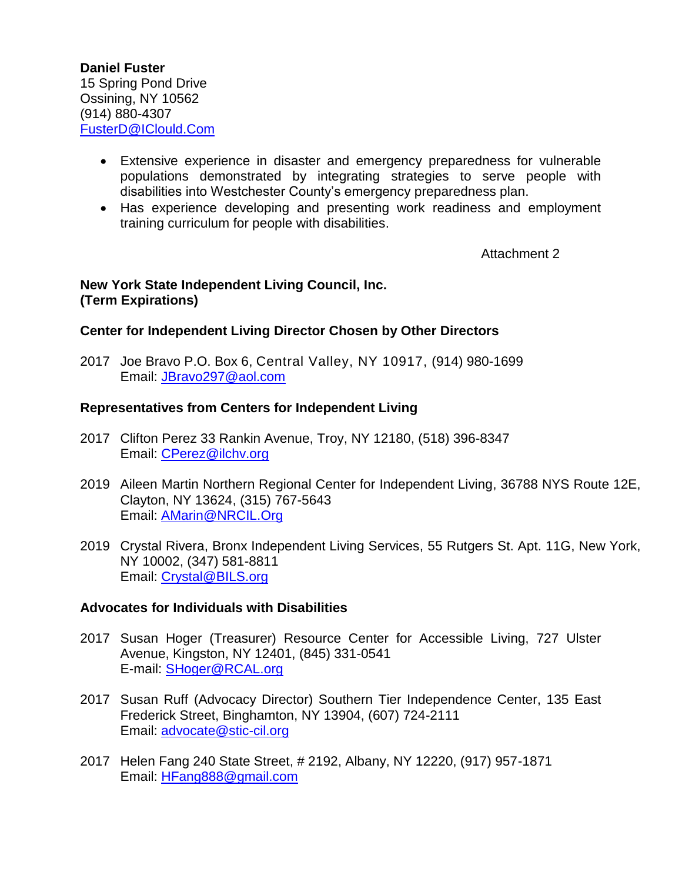**Daniel Fuster**
15 Spring Pond Drive
Ossining, NY 10562
(914) 880-4307
FusterD@IClould.Com

- Extensive experience in disaster and emergency preparedness for vulnerable populations demonstrated by integrating strategies to serve people with disabilities into Westchester County's emergency preparedness plan.
- Has experience developing and presenting work readiness and employment training curriculum for people with disabilities.

Attachment 2

**New York State Independent Living Council, Inc.**
**(Term Expirations)**

**Center for Independent Living Director Chosen by Other Directors**

2017 Joe Bravo P.O. Box 6, Central Valley, NY 10917, (914) 980-1699
Email: JBravo297@aol.com

**Representatives from Centers for Independent Living**

2017 Clifton Perez 33 Rankin Avenue, Troy, NY 12180, (518) 396-8347
Email: CPerez@ilchv.org

2019 Aileen Martin Northern Regional Center for Independent Living, 36788 NYS Route 12E, Clayton, NY 13624, (315) 767-5643
Email: AMarin@NRCIL.Org

2019 Crystal Rivera, Bronx Independent Living Services, 55 Rutgers St. Apt. 11G, New York, NY 10002, (347) 581-8811
Email: Crystal@BILS.org

**Advocates for Individuals with Disabilities**

2017 Susan Hoger (Treasurer) Resource Center for Accessible Living, 727 Ulster Avenue, Kingston, NY 12401, (845) 331-0541
E-mail: SHoger@RCAL.org

2017 Susan Ruff (Advocacy Director) Southern Tier Independence Center, 135 East Frederick Street, Binghamton, NY 13904, (607) 724-2111
Email: advocate@stic-cil.org

2017 Helen Fang 240 State Street, # 2192, Albany, NY 12220, (917) 957-1871
Email: HFang888@gmail.com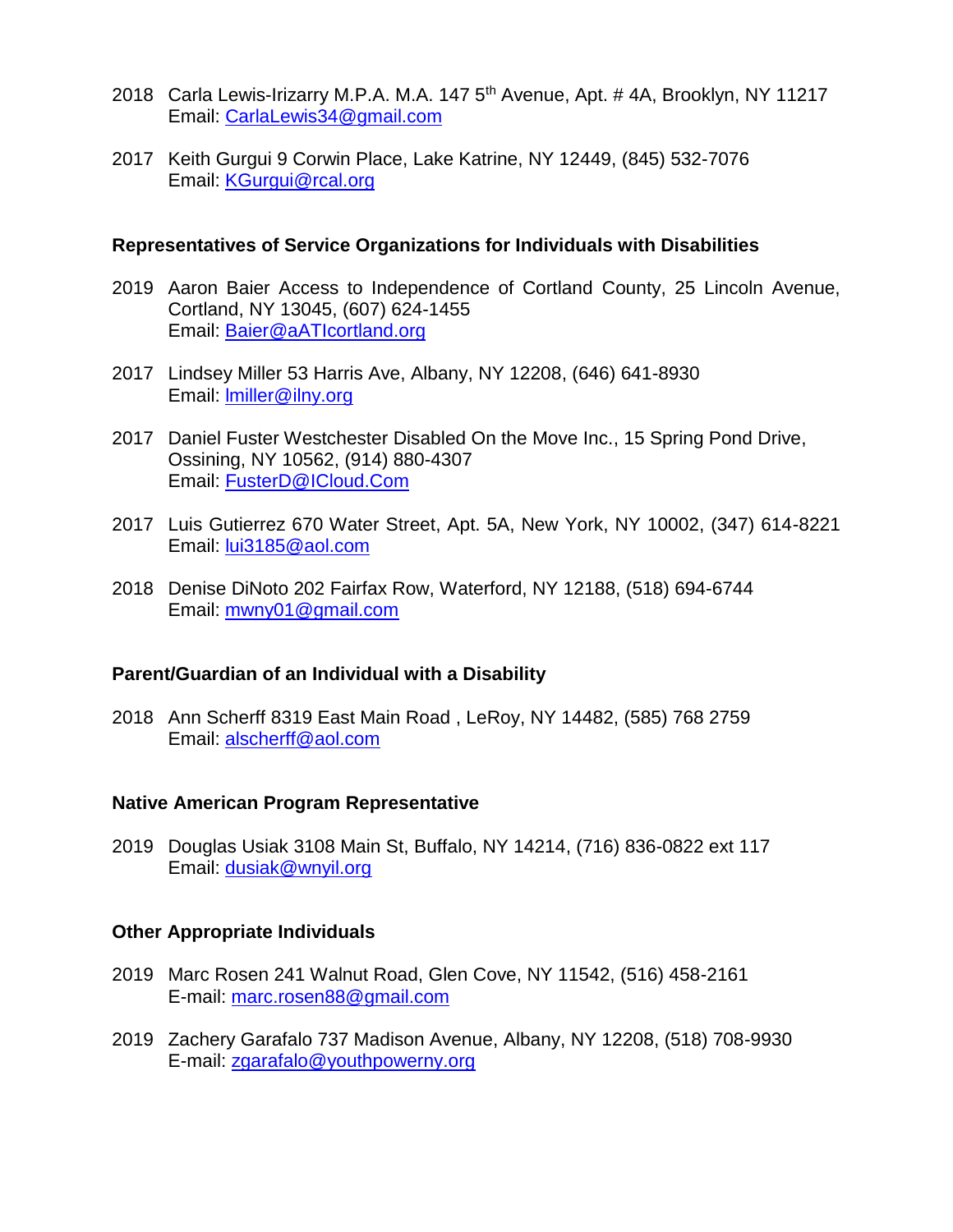2018 Carla Lewis-Irizarry M.P.A. M.A. 147 5th Avenue, Apt. # 4A, Brooklyn, NY 11217
Email: CarlaLewis34@gmail.com

2017 Keith Gurgui 9 Corwin Place, Lake Katrine, NY 12449, (845) 532-7076
Email: KGurgui@rcal.org

**Representatives of Service Organizations for Individuals with Disabilities**

2019 Aaron Baier Access to Independence of Cortland County, 25 Lincoln Avenue, Cortland, NY 13045, (607) 624-1455
Email: Baier@aATIcortland.org

2017 Lindsey Miller 53 Harris Ave, Albany, NY 12208, (646) 641-8930
Email: lmiller@ilny.org

2017 Daniel Fuster Westchester Disabled On the Move Inc., 15 Spring Pond Drive, Ossining, NY 10562, (914) 880-4307
Email: FusterD@ICloud.Com

2017 Luis Gutierrez 670 Water Street, Apt. 5A, New York, NY 10002, (347) 614-8221
Email: lui3185@aol.com

2018 Denise DiNoto 202 Fairfax Row, Waterford, NY 12188, (518) 694-6744
Email: mwny01@gmail.com

**Parent/Guardian of an Individual with a Disability**

2018 Ann Scherff 8319 East Main Road , LeRoy, NY 14482, (585) 768 2759
Email: alscherff@aol.com

**Native American Program Representative**

2019 Douglas Usiak 3108 Main St, Buffalo, NY 14214, (716) 836-0822 ext 117
Email: dusiak@wnyil.org

**Other Appropriate Individuals**

2019 Marc Rosen 241 Walnut Road, Glen Cove, NY 11542, (516) 458-2161
E-mail: marc.rosen88@gmail.com

2019 Zachery Garafalo 737 Madison Avenue, Albany, NY 12208, (518) 708-9930
E-mail: zgarafalo@youthpowerny.org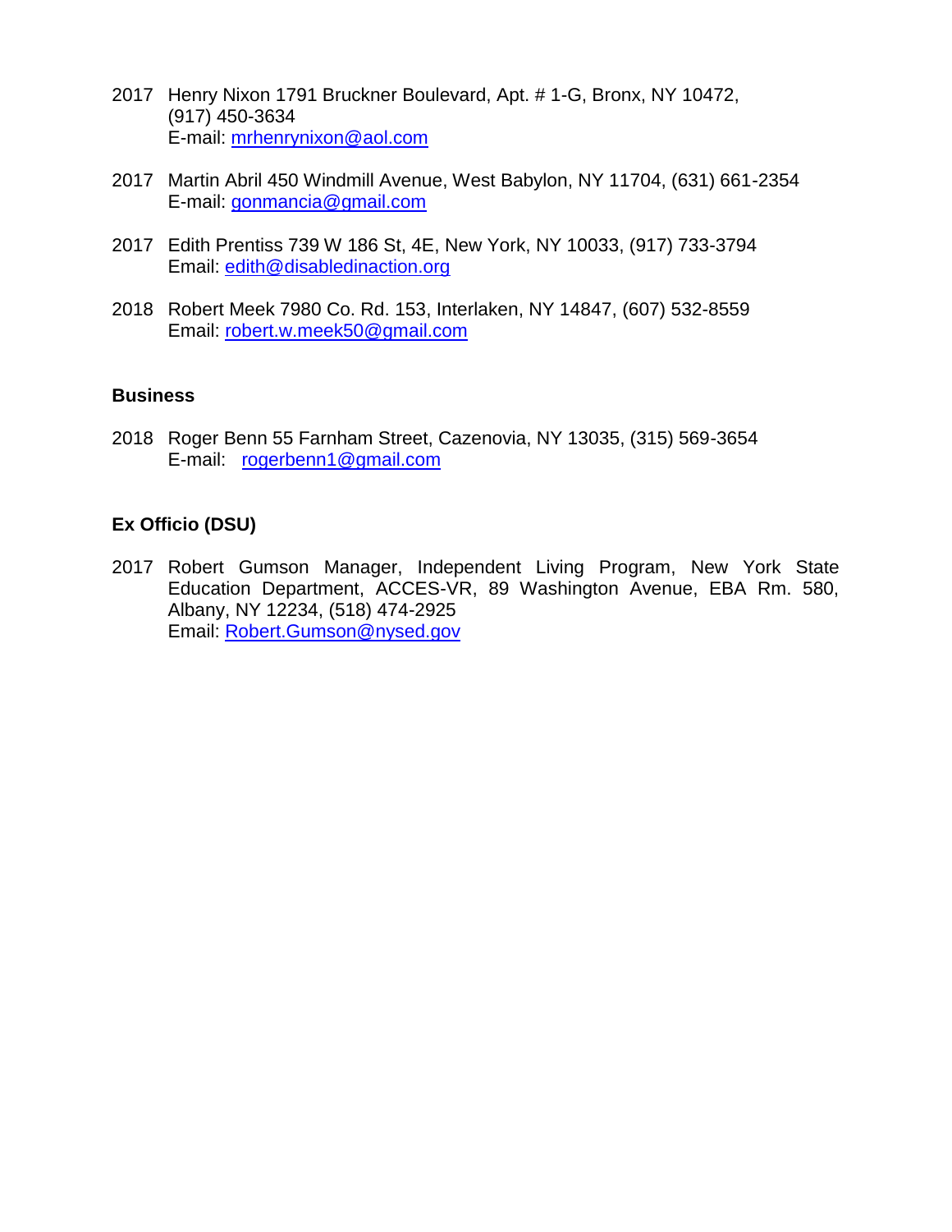2017 Henry Nixon 1791 Bruckner Boulevard, Apt. # 1-G, Bronx, NY 10472, (917) 450-3634
E-mail: mrhenrynixon@aol.com

2017 Martin Abril 450 Windmill Avenue, West Babylon, NY 11704, (631) 661-2354
E-mail: gonmancia@gmail.com

2017 Edith Prentiss 739 W 186 St, 4E, New York, NY 10033, (917) 733-3794
Email: edith@disabledinaction.org

2018 Robert Meek 7980 Co. Rd. 153, Interlaken, NY 14847, (607) 532-8559
Email: robert.w.meek50@gmail.com

**Business**

2018 Roger Benn 55 Farnham Street, Cazenovia, NY 13035, (315) 569-3654
E-mail: rogerbenn1@gmail.com

**Ex Officio (DSU)**

2017 Robert Gumson Manager, Independent Living Program, New York State Education Department, ACCES-VR, 89 Washington Avenue, EBA Rm. 580, Albany, NY 12234, (518) 474-2925
Email: Robert.Gumson@nysed.gov